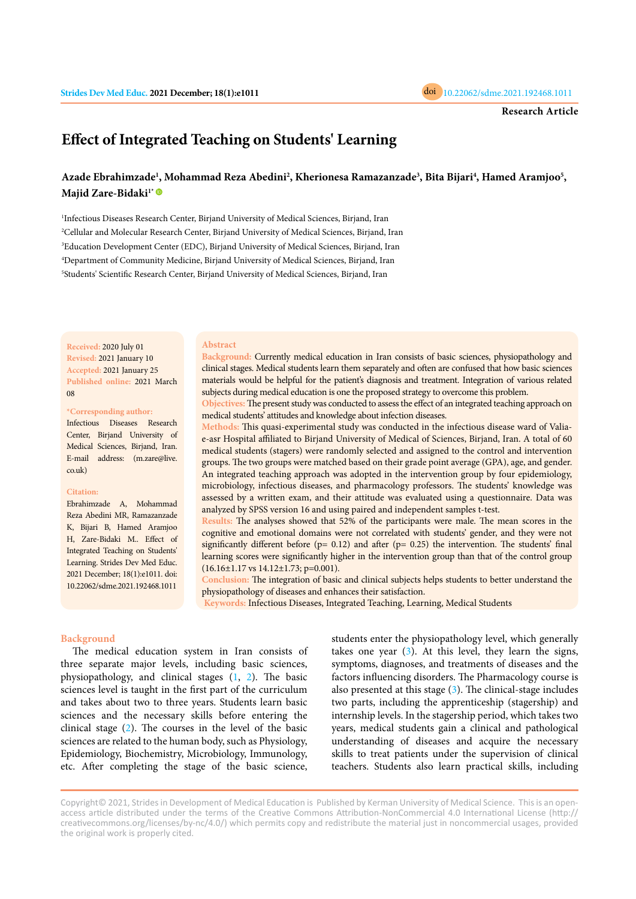Research Article

# Effect of Integrated Teaching on Students' Learning

**Azade Ebrahimzade[1], Mohammad Reza Abedini[2], Kherionesa Ramazanzade[3], Bita Bijari[4], Hamed Aramjoo[5], Majid Zare-Bidaki[1*]**

[1]Infectious Diseases Research Center, Birjand University of Medical Sciences, Birjand, Iran
[2]Cellular and Molecular Research Center, Birjand University of Medical Sciences, Birjand, Iran
[3]Education Development Center (EDC), Birjand University of Medical Sciences, Birjand, Iran
[4]Department of Community Medicine, Birjand University of Medical Sciences, Birjand, Iran
[5]Students' Scientific Research Center, Birjand University of Medical Sciences, Birjand, Iran

**Received:** 2020 July 01
**Revised:** 2021 January 10
**Accepted:** 2021 January 25
**Published online:** 2021 March 08

**\*Corresponding author:** Infectious Diseases Research Center, Birjand University of Medical Sciences, Birjand, Iran. E-mail address: (m.zare@live.co.uk)

**Citation:** Ebrahimzade A, Mohammad Reza Abedini MR, Ramazanzade K, Bijari B, Hamed Aramjoo H, Zare-Bidaki M.. Effect of Integrated Teaching on Students' Learning. Strides Dev Med Educ. 2021 December; 18(1):e1011. doi: 10.22062/sdme.2021.192468.1011

## Abstract

**Background:** Currently medical education in Iran consists of basic sciences, physiopathology and clinical stages. Medical students learn them separately and often are confused that how basic sciences materials would be helpful for the patient's diagnosis and treatment. Integration of various related subjects during medical education is one the proposed strategy to overcome this problem.

**Objectives:** The present study was conducted to assess the effect of an integrated teaching approach on medical students' attitudes and knowledge about infection diseases.

**Methods:** This quasi-experimental study was conducted in the infectious disease ward of Valia-e-asr Hospital affiliated to Birjand University of Medical of Sciences, Birjand, Iran. A total of 60 medical students (stagers) were randomly selected and assigned to the control and intervention groups. The two groups were matched based on their grade point average (GPA), age, and gender. An integrated teaching approach was adopted in the intervention group by four epidemiology, microbiology, infectious diseases, and pharmacology professors. The students' knowledge was assessed by a written exam, and their attitude was evaluated using a questionnaire. Data was analyzed by SPSS version 16 and using paired and independent samples t-test.

**Results:** The analyses showed that 52% of the participants were male. The mean scores in the cognitive and emotional domains were not correlated with students' gender, and they were not significantly different before ($p= 0.12$) and after ($p= 0.25$) the intervention. The students' final learning scores were significantly higher in the intervention group than that of the control group ($16.16\pm1.17$ vs $14.12\pm1.73$; $p=0.001$).

**Conclusion:** The integration of basic and clinical subjects helps students to better understand the physiopathology of diseases and enhances their satisfaction.

**Keywords:** Infectious Diseases, Integrated Teaching, Learning, Medical Students

## Background

The medical education system in Iran consists of three separate major levels, including basic sciences, physiopathology, and clinical stages (1, 2). The basic sciences level is taught in the first part of the curriculum and takes about two to three years. Students learn basic sciences and the necessary skills before entering the clinical stage (2). The courses in the level of the basic sciences are related to the human body, such as Physiology, Epidemiology, Biochemistry, Microbiology, Immunology, etc. After completing the stage of the basic science, students enter the physiopathology level, which generally takes one year (3). At this level, they learn the signs, symptoms, diagnoses, and treatments of diseases and the factors influencing disorders. The Pharmacology course is also presented at this stage (3). The clinical-stage includes two parts, including the apprenticeship (stagership) and internship levels. In the stagership period, which takes two years, medical students gain a clinical and pathological understanding of diseases and acquire the necessary skills to treat patients under the supervision of clinical teachers. Students also learn practical skills, including

Copyright© 2021, Strides in Development of Medical Education is Published by Kerman University of Medical Science. This is an open-access article distributed under the terms of the Creative Commons Attribution-NonCommercial 4.0 International License (http://creativecommons.org/licenses/by-nc/4.0/) which permits copy and redistribute the material just in noncommercial usages, provided the original work is properly cited.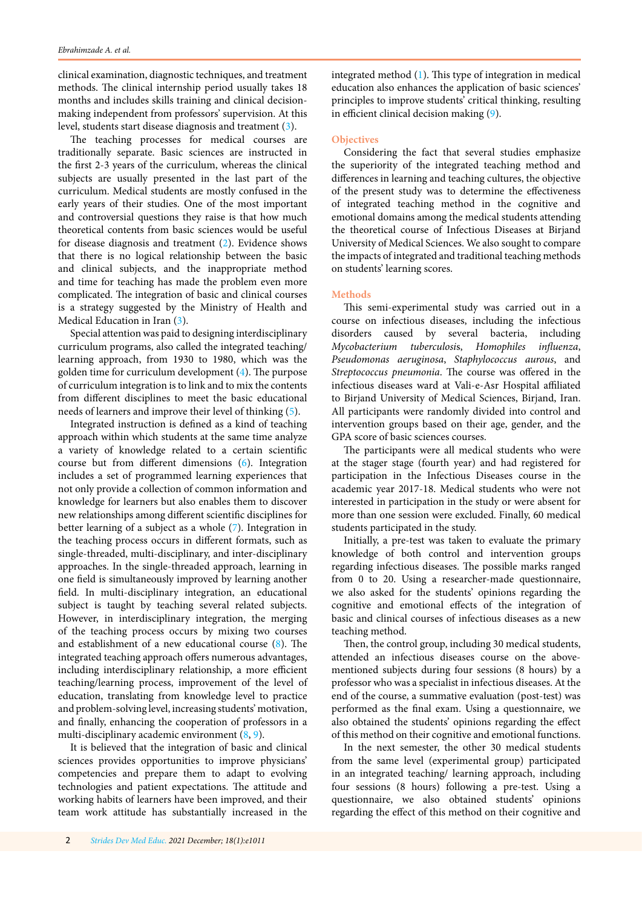clinical examination, diagnostic techniques, and treatment methods. The clinical internship period usually takes 18 months and includes skills training and clinical decision-making independent from professors' supervision. At this level, students start disease diagnosis and treatment (3).

The teaching processes for medical courses are traditionally separate. Basic sciences are instructed in the first 2-3 years of the curriculum, whereas the clinical subjects are usually presented in the last part of the curriculum. Medical students are mostly confused in the early years of their studies. One of the most important and controversial questions they raise is that how much theoretical contents from basic sciences would be useful for disease diagnosis and treatment (2). Evidence shows that there is no logical relationship between the basic and clinical subjects, and the inappropriate method and time for teaching has made the problem even more complicated. The integration of basic and clinical courses is a strategy suggested by the Ministry of Health and Medical Education in Iran (3).

Special attention was paid to designing interdisciplinary curriculum programs, also called the integrated teaching/learning approach, from 1930 to 1980, which was the golden time for curriculum development (4). The purpose of curriculum integration is to link and to mix the contents from different disciplines to meet the basic educational needs of learners and improve their level of thinking (5).

Integrated instruction is defined as a kind of teaching approach within which students at the same time analyze a variety of knowledge related to a certain scientific course but from different dimensions (6). Integration includes a set of programmed learning experiences that not only provide a collection of common information and knowledge for learners but also enables them to discover new relationships among different scientific disciplines for better learning of a subject as a whole (7). Integration in the teaching process occurs in different formats, such as single-threaded, multi-disciplinary, and inter-disciplinary approaches. In the single-threaded approach, learning in one field is simultaneously improved by learning another field. In multi-disciplinary integration, an educational subject is taught by teaching several related subjects. However, in interdisciplinary integration, the merging of the teaching process occurs by mixing two courses and establishment of a new educational course (8). The integrated teaching approach offers numerous advantages, including interdisciplinary relationship, a more efficient teaching/learning process, improvement of the level of education, translating from knowledge level to practice and problem-solving level, increasing students' motivation, and finally, enhancing the cooperation of professors in a multi-disciplinary academic environment (8, 9).

It is believed that the integration of basic and clinical sciences provides opportunities to improve physicians' competencies and prepare them to adapt to evolving technologies and patient expectations. The attitude and working habits of learners have been improved, and their team work attitude has substantially increased in the integrated method (1). This type of integration in medical education also enhances the application of basic sciences' principles to improve students' critical thinking, resulting in efficient clinical decision making (9).

## Objectives

Considering the fact that several studies emphasize the superiority of the integrated teaching method and differences in learning and teaching cultures, the objective of the present study was to determine the effectiveness of integrated teaching method in the cognitive and emotional domains among the medical students attending the theoretical course of Infectious Diseases at Birjand University of Medical Sciences. We also sought to compare the impacts of integrated and traditional teaching methods on students' learning scores.

## Methods

This semi-experimental study was carried out in a course on infectious diseases, including the infectious disorders caused by several bacteria, including *Mycobacterium tuberculosis*, *Homophiles influenza*, *Pseudomonas aeruginosa*, *Staphylococcus aurous*, and *Streptococcus pneumonia*. The course was offered in the infectious diseases ward at Vali-e-Asr Hospital affiliated to Birjand University of Medical Sciences, Birjand, Iran. All participants were randomly divided into control and intervention groups based on their age, gender, and the GPA score of basic sciences courses.

The participants were all medical students who were at the stager stage (fourth year) and had registered for participation in the Infectious Diseases course in the academic year 2017-18. Medical students who were not interested in participation in the study or were absent for more than one session were excluded. Finally, 60 medical students participated in the study.

Initially, a pre-test was taken to evaluate the primary knowledge of both control and intervention groups regarding infectious diseases. The possible marks ranged from 0 to 20. Using a researcher-made questionnaire, we also asked for the students' opinions regarding the cognitive and emotional effects of the integration of basic and clinical courses of infectious diseases as a new teaching method.

Then, the control group, including 30 medical students, attended an infectious diseases course on the above-mentioned subjects during four sessions (8 hours) by a professor who was a specialist in infectious diseases. At the end of the course, a summative evaluation (post-test) was performed as the final exam. Using a questionnaire, we also obtained the students' opinions regarding the effect of this method on their cognitive and emotional functions.

In the next semester, the other 30 medical students from the same level (experimental group) participated in an integrated teaching/ learning approach, including four sessions (8 hours) following a pre-test. Using a questionnaire, we also obtained students' opinions regarding the effect of this method on their cognitive and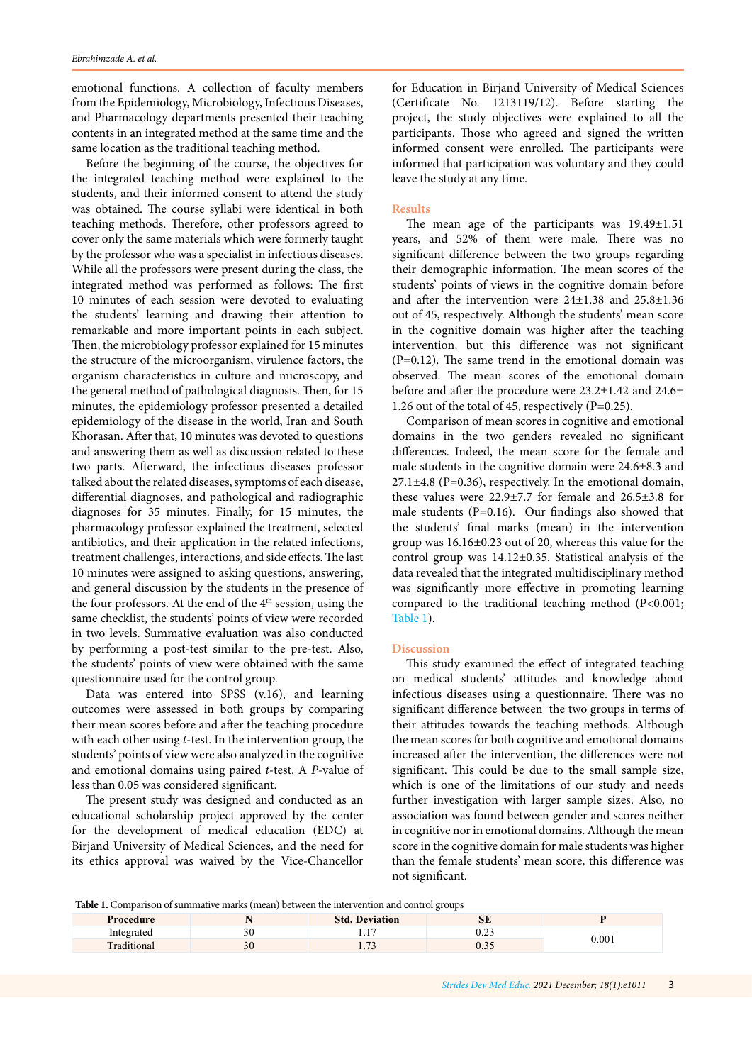emotional functions. A collection of faculty members from the Epidemiology, Microbiology, Infectious Diseases, and Pharmacology departments presented their teaching contents in an integrated method at the same time and the same location as the traditional teaching method.

Before the beginning of the course, the objectives for the integrated teaching method were explained to the students, and their informed consent to attend the study was obtained. The course syllabi were identical in both teaching methods. Therefore, other professors agreed to cover only the same materials which were formerly taught by the professor who was a specialist in infectious diseases. While all the professors were present during the class, the integrated method was performed as follows: The first 10 minutes of each session were devoted to evaluating the students' learning and drawing their attention to remarkable and more important points in each subject. Then, the microbiology professor explained for 15 minutes the structure of the microorganism, virulence factors, the organism characteristics in culture and microscopy, and the general method of pathological diagnosis. Then, for 15 minutes, the epidemiology professor presented a detailed epidemiology of the disease in the world, Iran and South Khorasan. After that, 10 minutes was devoted to questions and answering them as well as discussion related to these two parts. Afterward, the infectious diseases professor talked about the related diseases, symptoms of each disease, differential diagnoses, and pathological and radiographic diagnoses for 35 minutes. Finally, for 15 minutes, the pharmacology professor explained the treatment, selected antibiotics, and their application in the related infections, treatment challenges, interactions, and side effects. The last 10 minutes were assigned to asking questions, answering, and general discussion by the students in the presence of the four professors. At the end of the 4th session, using the same checklist, the students' points of view were recorded in two levels. Summative evaluation was also conducted by performing a post-test similar to the pre-test. Also, the students' points of view were obtained with the same questionnaire used for the control group.

Data was entered into SPSS (v.16), and learning outcomes were assessed in both groups by comparing their mean scores before and after the teaching procedure with each other using *t*-test. In the intervention group, the students' points of view were also analyzed in the cognitive and emotional domains using paired *t*-test. A *P*-value of less than 0.05 was considered significant.

The present study was designed and conducted as an educational scholarship project approved by the center for the development of medical education (EDC) at Birjand University of Medical Sciences, and the need for its ethics approval was waived by the Vice-Chancellor for Education in Birjand University of Medical Sciences (Certificate No. 1213119/12). Before starting the project, the study objectives were explained to all the participants. Those who agreed and signed the written informed consent were enrolled. The participants were informed that participation was voluntary and they could leave the study at any time.

## Results

The mean age of the participants was 19.49±1.51 years, and 52% of them were male. There was no significant difference between the two groups regarding their demographic information. The mean scores of the students' points of views in the cognitive domain before and after the intervention were 24±1.38 and 25.8±1.36 out of 45, respectively. Although the students' mean score in the cognitive domain was higher after the teaching intervention, but this difference was not significant (P=0.12). The same trend in the emotional domain was observed. The mean scores of the emotional domain before and after the procedure were 23.2±1.42 and 24.6±1.26 out of the total of 45, respectively (P=0.25).

Comparison of mean scores in cognitive and emotional domains in the two genders revealed no significant differences. Indeed, the mean score for the female and male students in the cognitive domain were 24.6±8.3 and 27.1±4.8 (P=0.36), respectively. In the emotional domain, these values were 22.9±7.7 for female and 26.5±3.8 for male students (P=0.16). Our findings also showed that the students' final marks (mean) in the intervention group was 16.16±0.23 out of 20, whereas this value for the control group was 14.12±0.35. Statistical analysis of the data revealed that the integrated multidisciplinary method was significantly more effective in promoting learning compared to the traditional teaching method (P<0.001; Table 1).

## Discussion

This study examined the effect of integrated teaching on medical students' attitudes and knowledge about infectious diseases using a questionnaire. There was no significant difference between the two groups in terms of their attitudes towards the teaching methods. Although the mean scores for both cognitive and emotional domains increased after the intervention, the differences were not significant. This could be due to the small sample size, which is one of the limitations of our study and needs further investigation with larger sample sizes. Also, no association was found between gender and scores neither in cognitive nor in emotional domains. Although the mean score in the cognitive domain for male students was higher than the female students' mean score, this difference was not significant.

**Table 1.** Comparison of summative marks (mean) between the intervention and control groups

| Procedure | N | Std. Deviation | SE | P |
|---|---|---|---|---|
| Integrated | 30 | 1.17 | 0.23 | 0.001 |
| Traditional | 30 | 1.73 | 0.35 | |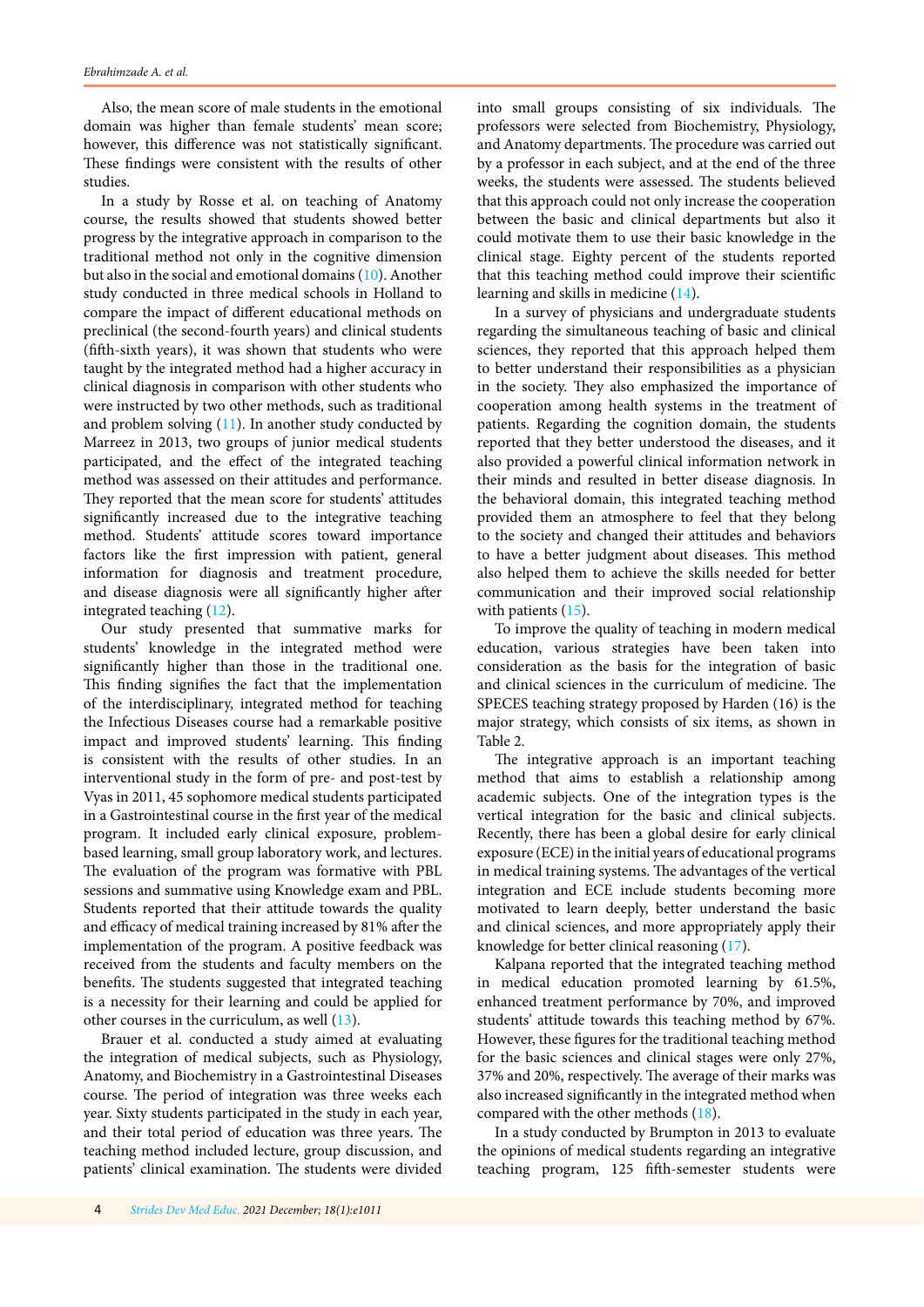Also, the mean score of male students in the emotional domain was higher than female students' mean score; however, this difference was not statistically significant. These findings were consistent with the results of other studies.

In a study by Rosse et al. on teaching of Anatomy course, the results showed that students showed better progress by the integrative approach in comparison to the traditional method not only in the cognitive dimension but also in the social and emotional domains (10). Another study conducted in three medical schools in Holland to compare the impact of different educational methods on preclinical (the second-fourth years) and clinical students (fifth-sixth years), it was shown that students who were taught by the integrated method had a higher accuracy in clinical diagnosis in comparison with other students who were instructed by two other methods, such as traditional and problem solving (11). In another study conducted by Marreez in 2013, two groups of junior medical students participated, and the effect of the integrated teaching method was assessed on their attitudes and performance. They reported that the mean score for students' attitudes significantly increased due to the integrative teaching method. Students' attitude scores toward importance factors like the first impression with patient, general information for diagnosis and treatment procedure, and disease diagnosis were all significantly higher after integrated teaching (12).

Our study presented that summative marks for students' knowledge in the integrated method were significantly higher than those in the traditional one. This finding signifies the fact that the implementation of the interdisciplinary, integrated method for teaching the Infectious Diseases course had a remarkable positive impact and improved students' learning. This finding is consistent with the results of other studies. In an interventional study in the form of pre- and post-test by Vyas in 2011, 45 sophomore medical students participated in a Gastrointestinal course in the first year of the medical program. It included early clinical exposure, problem-based learning, small group laboratory work, and lectures. The evaluation of the program was formative with PBL sessions and summative using Knowledge exam and PBL. Students reported that their attitude towards the quality and efficacy of medical training increased by 81% after the implementation of the program. A positive feedback was received from the students and faculty members on the benefits. The students suggested that integrated teaching is a necessity for their learning and could be applied for other courses in the curriculum, as well (13).

Brauer et al. conducted a study aimed at evaluating the integration of medical subjects, such as Physiology, Anatomy, and Biochemistry in a Gastrointestinal Diseases course. The period of integration was three weeks each year. Sixty students participated in the study in each year, and their total period of education was three years. The teaching method included lecture, group discussion, and patients' clinical examination. The students were divided into small groups consisting of six individuals. The professors were selected from Biochemistry, Physiology, and Anatomy departments. The procedure was carried out by a professor in each subject, and at the end of the three weeks, the students were assessed. The students believed that this approach could not only increase the cooperation between the basic and clinical departments but also it could motivate them to use their basic knowledge in the clinical stage. Eighty percent of the students reported that this teaching method could improve their scientific learning and skills in medicine (14).

In a survey of physicians and undergraduate students regarding the simultaneous teaching of basic and clinical sciences, they reported that this approach helped them to better understand their responsibilities as a physician in the society. They also emphasized the importance of cooperation among health systems in the treatment of patients. Regarding the cognition domain, the students reported that they better understood the diseases, and it also provided a powerful clinical information network in their minds and resulted in better disease diagnosis. In the behavioral domain, this integrated teaching method provided them an atmosphere to feel that they belong to the society and changed their attitudes and behaviors to have a better judgment about diseases. This method also helped them to achieve the skills needed for better communication and their improved social relationship with patients (15).

To improve the quality of teaching in modern medical education, various strategies have been taken into consideration as the basis for the integration of basic and clinical sciences in the curriculum of medicine. The SPECES teaching strategy proposed by Harden (16) is the major strategy, which consists of six items, as shown in Table 2.

The integrative approach is an important teaching method that aims to establish a relationship among academic subjects. One of the integration types is the vertical integration for the basic and clinical subjects. Recently, there has been a global desire for early clinical exposure (ECE) in the initial years of educational programs in medical training systems. The advantages of the vertical integration and ECE include students becoming more motivated to learn deeply, better understand the basic and clinical sciences, and more appropriately apply their knowledge for better clinical reasoning (17).

Kalpana reported that the integrated teaching method in medical education promoted learning by 61.5%, enhanced treatment performance by 70%, and improved students' attitude towards this teaching method by 67%. However, these figures for the traditional teaching method for the basic sciences and clinical stages were only 27%, 37% and 20%, respectively. The average of their marks was also increased significantly in the integrated method when compared with the other methods (18).

In a study conducted by Brumpton in 2013 to evaluate the opinions of medical students regarding an integrative teaching program, 125 fifth-semester students were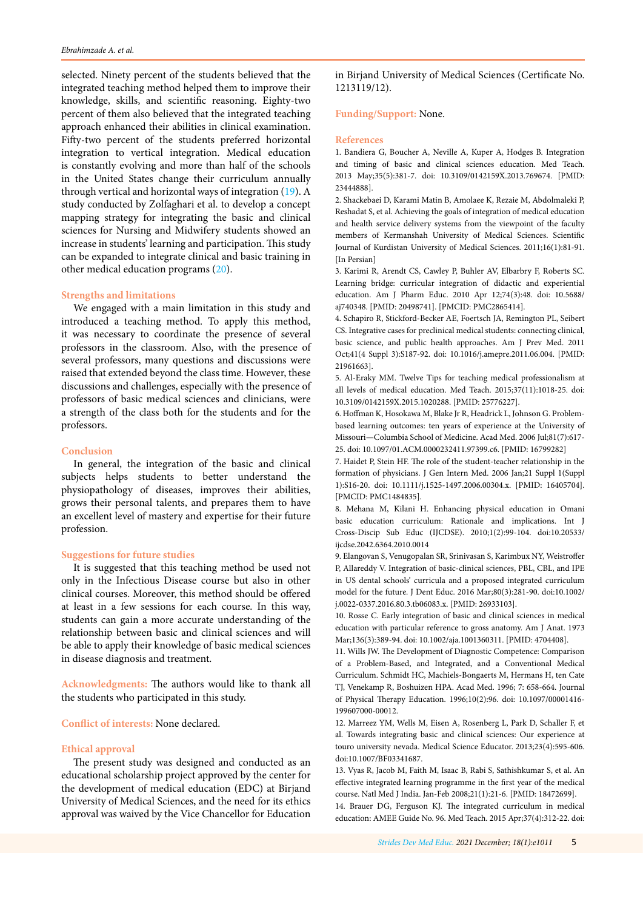selected. Ninety percent of the students believed that the integrated teaching method helped them to improve their knowledge, skills, and scientific reasoning. Eighty-two percent of them also believed that the integrated teaching approach enhanced their abilities in clinical examination. Fifty-two percent of the students preferred horizontal integration to vertical integration. Medical education is constantly evolving and more than half of the schools in the United States change their curriculum annually through vertical and horizontal ways of integration (19). A study conducted by Zolfaghari et al. to develop a concept mapping strategy for integrating the basic and clinical sciences for Nursing and Midwifery students showed an increase in students' learning and participation. This study can be expanded to integrate clinical and basic training in other medical education programs (20).

## Strengths and limitations

We engaged with a main limitation in this study and introduced a teaching method. To apply this method, it was necessary to coordinate the presence of several professors in the classroom. Also, with the presence of several professors, many questions and discussions were raised that extended beyond the class time. However, these discussions and challenges, especially with the presence of professors of basic medical sciences and clinicians, were a strength of the class both for the students and for the professors.

## Conclusion

In general, the integration of the basic and clinical subjects helps students to better understand the physiopathology of diseases, improves their abilities, grows their personal talents, and prepares them to have an excellent level of mastery and expertise for their future profession.

## Suggestions for future studies

It is suggested that this teaching method be used not only in the Infectious Disease course but also in other clinical courses. Moreover, this method should be offered at least in a few sessions for each course. In this way, students can gain a more accurate understanding of the relationship between basic and clinical sciences and will be able to apply their knowledge of basic medical sciences in disease diagnosis and treatment.

**Acknowledgments:** The authors would like to thank all the students who participated in this study.

**Conflict of interests:** None declared.

## Ethical approval

The present study was designed and conducted as an educational scholarship project approved by the center for the development of medical education (EDC) at Birjand University of Medical Sciences, and the need for its ethics approval was waived by the Vice Chancellor for Education in Birjand University of Medical Sciences (Certificate No. 1213119/12).

**Funding/Support:** None.

## References

1. Bandiera G, Boucher A, Neville A, Kuper A, Hodges B. Integration and timing of basic and clinical sciences education. Med Teach. 2013 May;35(5):381-7. doi: 10.3109/0142159X.2013.769674. [PMID: 23444888].
2. Shackebaei D, Karami Matin B, Amolaee K, Rezaie M, Abdolmaleki P, Reshadat S, et al. Achieving the goals of integration of medical education and health service delivery systems from the viewpoint of the faculty members of Kermanshah University of Medical Sciences. Scientific Journal of Kurdistan University of Medical Sciences. 2011;16(1):81-91. [In Persian]
3. Karimi R, Arendt CS, Cawley P, Buhler AV, Elbarbry F, Roberts SC. Learning bridge: curricular integration of didactic and experiential education. Am J Pharm Educ. 2010 Apr 12;74(3):48. doi: 10.5688/aj740348. [PMID: 20498741]. [PMCID: PMC2865414].
4. Schapiro R, Stickford-Becker AE, Foertsch JA, Remington PL, Seibert CS. Integrative cases for preclinical medical students: connecting clinical, basic science, and public health approaches. Am J Prev Med. 2011 Oct;41(4 Suppl 3):S187-92. doi: 10.1016/j.amepre.2011.06.004. [PMID: 21961663].
5. Al-Eraky MM. Twelve Tips for teaching medical professionalism at all levels of medical education. Med Teach. 2015;37(11):1018-25. doi: 10.3109/0142159X.2015.1020288. [PMID: 25776227].
6. Hoffman K, Hosokawa M, Blake Jr R, Headrick L, Johnson G. Problem-based learning outcomes: ten years of experience at the University of Missouri—Columbia School of Medicine. Acad Med. 2006 Jul;81(7):617-25. doi: 10.1097/01.ACM.0000232411.97399.c6. [PMID: 16799282]
7. Haidet P, Stein HF. The role of the student-teacher relationship in the formation of physicians. J Gen Intern Med. 2006 Jan;21 Suppl 1(Suppl 1):S16-20. doi: 10.1111/j.1525-1497.2006.00304.x. [PMID: 16405704]. [PMCID: PMC1484835].
8. Mehana M, Kilani H. Enhancing physical education in Omani basic education curriculum: Rationale and implications. Int J Cross-Discip Sub Educ (IJCDSE). 2010;1(2):99-104. doi:10.20533/ijcdse.2042.6364.2010.0014
9. Elangovan S, Venugopalan SR, Srinivasan S, Karimbux NY, Weistroffer P, Allareddy V. Integration of basic-clinical sciences, PBL, CBL, and IPE in US dental schools' curricula and a proposed integrated curriculum model for the future. J Dent Educ. 2016 Mar;80(3):281-90. doi:10.1002/j.0022-0337.2016.80.3.tb06083.x. [PMID: 26933103].
10. Rosse C. Early integration of basic and clinical sciences in medical education with particular reference to gross anatomy. Am J Anat. 1973 Mar;136(3):389-94. doi: 10.1002/aja.1001360311. [PMID: 4704408].
11. Wills JW. The Development of Diagnostic Competence: Comparison of a Problem-Based, and Integrated, and a Conventional Medical Curriculum. Schmidt HC, Machiels-Bongaerts M, Hermans H, ten Cate TJ, Venekamp R, Boshuizen HPA. Acad Med. 1996; 7: 658-664. Journal of Physical Therapy Education. 1996;10(2):96. doi: 10.1097/00001416-199607000-00012.
12. Marreez YM, Wells M, Eisen A, Rosenberg L, Park D, Schaller F, et al. Towards integrating basic and clinical sciences: Our experience at touro university nevada. Medical Science Educator. 2013;23(4):595-606. doi:10.1007/BF03341687.
13. Vyas R, Jacob M, Faith M, Isaac B, Rabi S, Sathishkumar S, et al. An effective integrated learning programme in the first year of the medical course. Natl Med J India. Jan-Feb 2008;21(1):21-6. [PMID: 18472699].
14. Brauer DG, Ferguson KJ. The integrated curriculum in medical education: AMEE Guide No. 96. Med Teach. 2015 Apr;37(4):312-22. doi: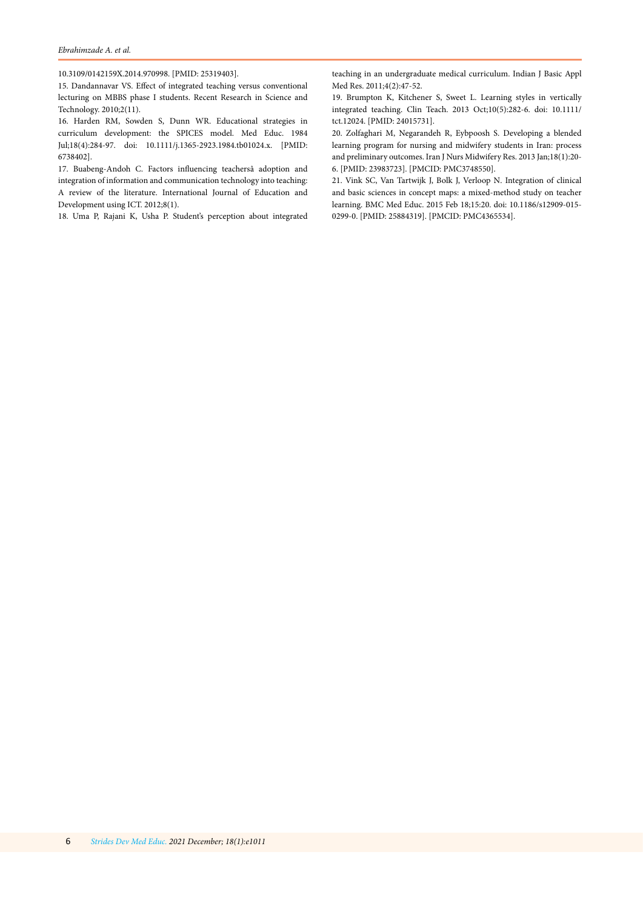10.3109/0142159X.2014.970998. [PMID: 25319403].

15. Dandannavar VS. Effect of integrated teaching versus conventional lecturing on MBBS phase I students. Recent Research in Science and Technology. 2010;2(11).

16. Harden RM, Sowden S, Dunn WR. Educational strategies in curriculum development: the SPICES model. Med Educ. 1984 Jul;18(4):284-97. doi: 10.1111/j.1365-2923.1984.tb01024.x. [PMID: 6738402].

17. Buabeng-Andoh C. Factors influencing teachersâ adoption and integration of information and communication technology into teaching: A review of the literature. International Journal of Education and Development using ICT. 2012;8(1).

18. Uma P, Rajani K, Usha P. Student's perception about integrated teaching in an undergraduate medical curriculum. Indian J Basic Appl Med Res. 2011;4(2):47-52.

19. Brumpton K, Kitchener S, Sweet L. Learning styles in vertically integrated teaching. Clin Teach. 2013 Oct;10(5):282-6. doi: 10.1111/tct.12024. [PMID: 24015731].

20. Zolfaghari M, Negarandeh R, Eybpoosh S. Developing a blended learning program for nursing and midwifery students in Iran: process and preliminary outcomes. Iran J Nurs Midwifery Res. 2013 Jan;18(1):20-6. [PMID: 23983723]. [PMCID: PMC3748550].

21. Vink SC, Van Tartwijk J, Bolk J, Verloop N. Integration of clinical and basic sciences in concept maps: a mixed-method study on teacher learning. BMC Med Educ. 2015 Feb 18;15:20. doi: 10.1186/s12909-015-0299-0. [PMID: 25884319]. [PMCID: PMC4365534].